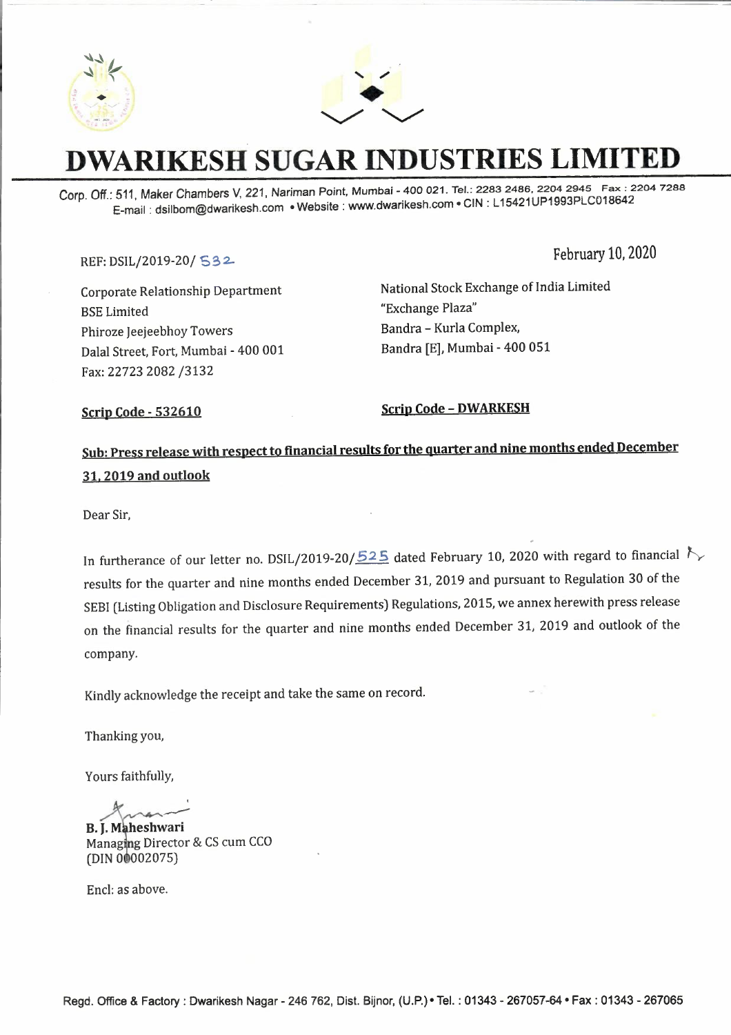# DWARIKESH SUGAR INDUSTRIES LIMITED

Corp. Off.: 511, Maker Chambers V, 221, Nariman Point, Mumbai - 400 021. Tel.: 2283 2486, 2204 2945 Fax : 2204 7288
E-mail : dsilbom@dwarikesh.com • Website : www.dwarikesh.com • CIN : L15421UP1993PLC018642

REF: DSIL/2019-20/ 532

February 10, 2020

Corporate Relationship Department
BSE Limited
Phiroze Jeejeebhoy Towers
Dalal Street, Fort, Mumbai - 400 001
Fax: 22723 2082 /3132

National Stock Exchange of India Limited
"Exchange Plaza"
Bandra – Kurla Complex,
Bandra [E], Mumbai - 400 051

**Scrip Code - 532610**

**Scrip Code – DWARKESH**

**Sub: Press release with respect to financial results for the quarter and nine months ended December 31, 2019 and outlook**

Dear Sir,

In furtherance of our letter no. DSIL/2019-20/525 dated February 10, 2020 with regard to financial results for the quarter and nine months ended December 31, 2019 and pursuant to Regulation 30 of the SEBI (Listing Obligation and Disclosure Requirements) Regulations, 2015, we annex herewith press release on the financial results for the quarter and nine months ended December 31, 2019 and outlook of the company.

Kindly acknowledge the receipt and take the same on record.

Thanking you,

Yours faithfully,

**B. J. Maheshwari**
Managing Director & CS cum CCO
(DIN 00002075)

Encl: as above.

Regd. Office & Factory : Dwarikesh Nagar - 246 762, Dist. Bijnor, (U.P.) • Tel. : 01343 - 267057-64 • Fax : 01343 - 267065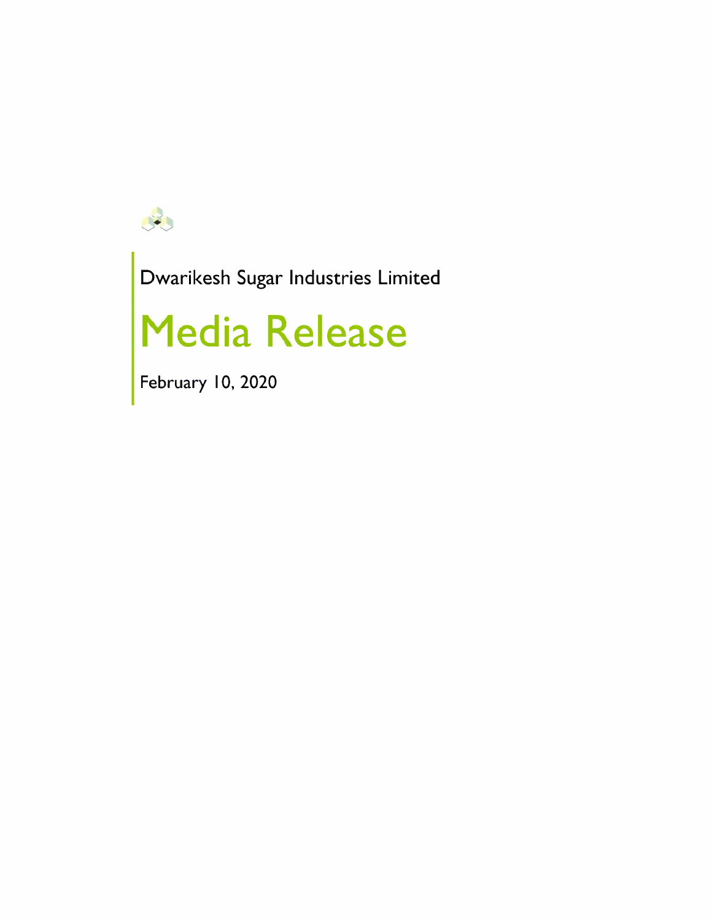Dwarikesh Sugar Industries Limited

# Media Release

February 10, 2020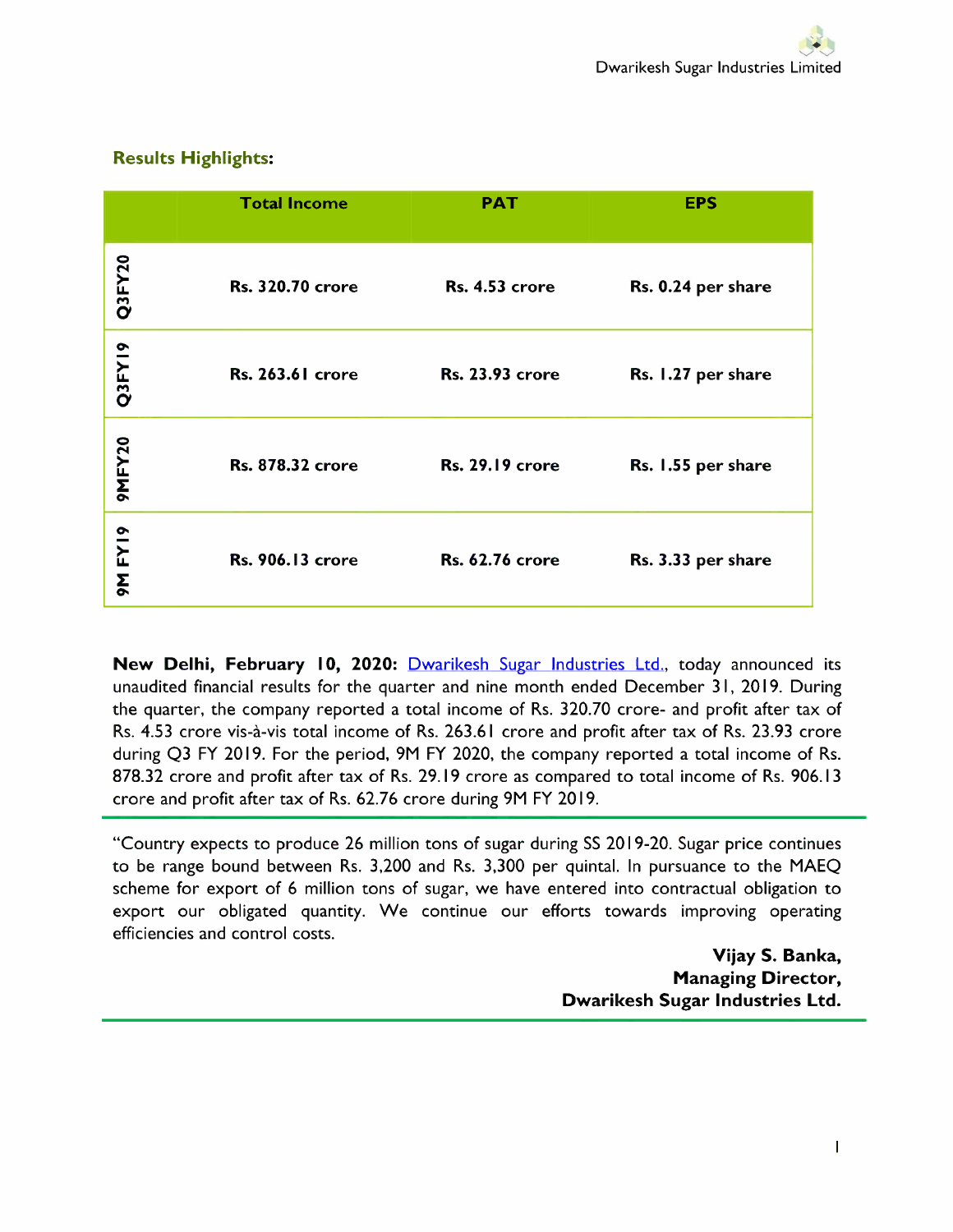**Results Highlights:**

| | Total Income | PAT | EPS |
|---|---|---|---|
| Q3FY20 | Rs. 320.70 crore | Rs. 4.53 crore | Rs. 0.24 per share |
| Q3FY19 | Rs. 263.61 crore | Rs. 23.93 crore | Rs. 1.27 per share |
| 9MFY20 | Rs. 878.32 crore | Rs. 29.19 crore | Rs. 1.55 per share |
| 9M FY19 | Rs. 906.13 crore | Rs. 62.76 crore | Rs. 3.33 per share |

**New Delhi, February 10, 2020:** Dwarikesh Sugar Industries Ltd., today announced its unaudited financial results for the quarter and nine month ended December 31, 2019. During the quarter, the company reported a total income of Rs. 320.70 crore- and profit after tax of Rs. 4.53 crore vis-à-vis total income of Rs. 263.61 crore and profit after tax of Rs. 23.93 crore during Q3 FY 2019. For the period, 9M FY 2020, the company reported a total income of Rs. 878.32 crore and profit after tax of Rs. 29.19 crore as compared to total income of Rs. 906.13 crore and profit after tax of Rs. 62.76 crore during 9M FY 2019.

---

"Country expects to produce 26 million tons of sugar during SS 2019-20. Sugar price continues to be range bound between Rs. 3,200 and Rs. 3,300 per quintal. In pursuance to the MAEQ scheme for export of 6 million tons of sugar, we have entered into contractual obligation to export our obligated quantity. We continue our efforts towards improving operating efficiencies and control costs.

**Vijay S. Banka,**
**Managing Director,**
**Dwarikesh Sugar Industries Ltd.**

---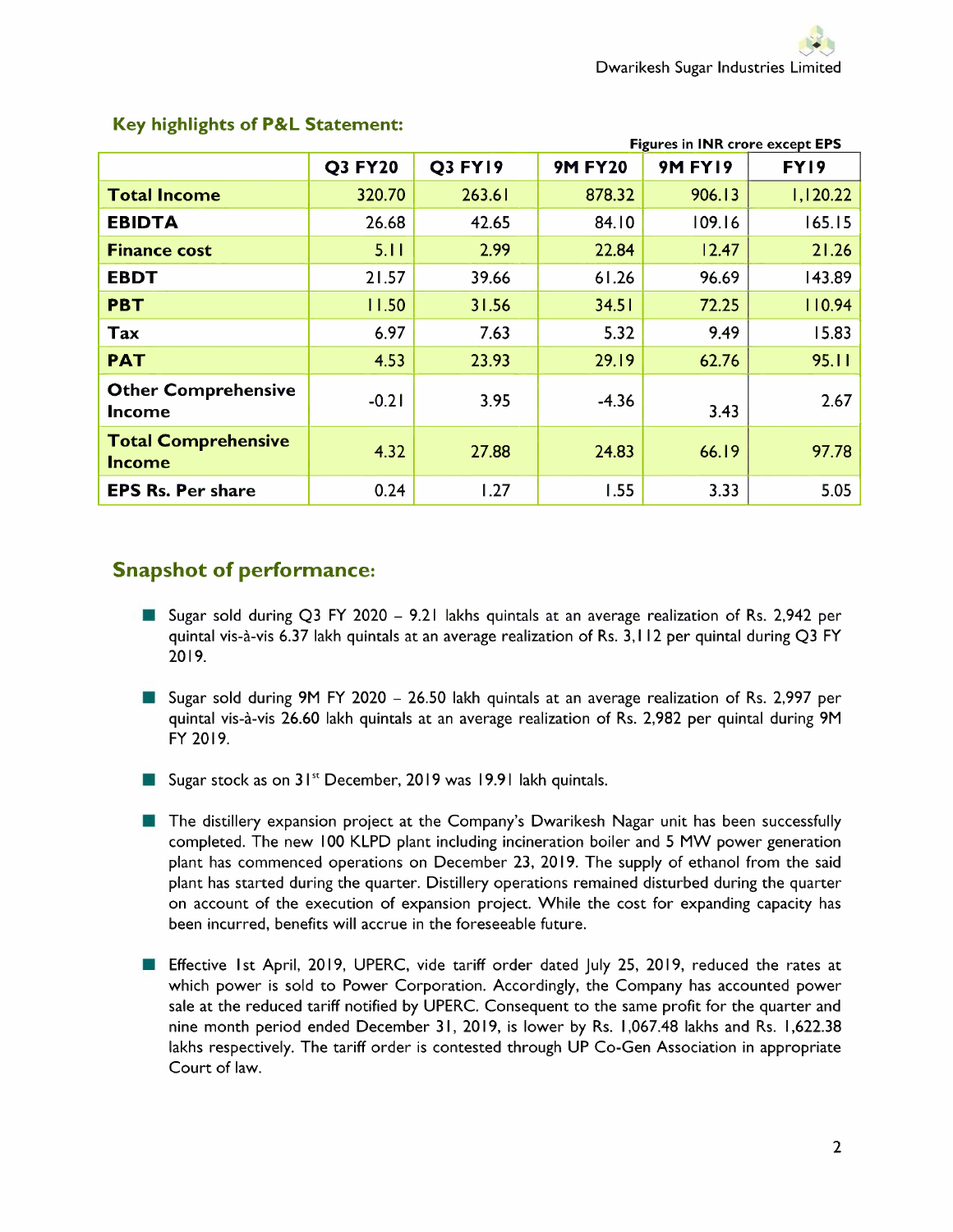## Key highlights of P&L Statement:

Figures in INR crore except EPS

| | Q3 FY20 | Q3 FY19 | 9M FY20 | 9M FY19 | FY19 |
|---|---|---|---|---|---|
| **Total Income** | 320.70 | 263.61 | 878.32 | 906.13 | 1,120.22 |
| **EBIDTA** | 26.68 | 42.65 | 84.10 | 109.16 | 165.15 |
| **Finance cost** | 5.11 | 2.99 | 22.84 | 12.47 | 21.26 |
| **EBDT** | 21.57 | 39.66 | 61.26 | 96.69 | 143.89 |
| **PBT** | 11.50 | 31.56 | 34.51 | 72.25 | 110.94 |
| **Tax** | 6.97 | 7.63 | 5.32 | 9.49 | 15.83 |
| **PAT** | 4.53 | 23.93 | 29.19 | 62.76 | 95.11 |
| **Other Comprehensive Income** | -0.21 | 3.95 | -4.36 | 3.43 | 2.67 |
| **Total Comprehensive Income** | 4.32 | 27.88 | 24.83 | 66.19 | 97.78 |
| **EPS Rs. Per share** | 0.24 | 1.27 | 1.55 | 3.33 | 5.05 |

## Snapshot of performance:

- Sugar sold during Q3 FY 2020 – 9.21 lakhs quintals at an average realization of Rs. 2,942 per quintal vis-à-vis 6.37 lakh quintals at an average realization of Rs. 3,112 per quintal during Q3 FY 2019.

- Sugar sold during 9M FY 2020 – 26.50 lakh quintals at an average realization of Rs. 2,997 per quintal vis-à-vis 26.60 lakh quintals at an average realization of Rs. 2,982 per quintal during 9M FY 2019.

- Sugar stock as on 31st December, 2019 was 19.91 lakh quintals.

- The distillery expansion project at the Company's Dwarikesh Nagar unit has been successfully completed. The new 100 KLPD plant including incineration boiler and 5 MW power generation plant has commenced operations on December 23, 2019. The supply of ethanol from the said plant has started during the quarter. Distillery operations remained disturbed during the quarter on account of the execution of expansion project. While the cost for expanding capacity has been incurred, benefits will accrue in the foreseeable future.

- Effective 1st April, 2019, UPERC, vide tariff order dated July 25, 2019, reduced the rates at which power is sold to Power Corporation. Accordingly, the Company has accounted power sale at the reduced tariff notified by UPERC. Consequent to the same profit for the quarter and nine month period ended December 31, 2019, is lower by Rs. 1,067.48 lakhs and Rs. 1,622.38 lakhs respectively. The tariff order is contested through UP Co-Gen Association in appropriate Court of law.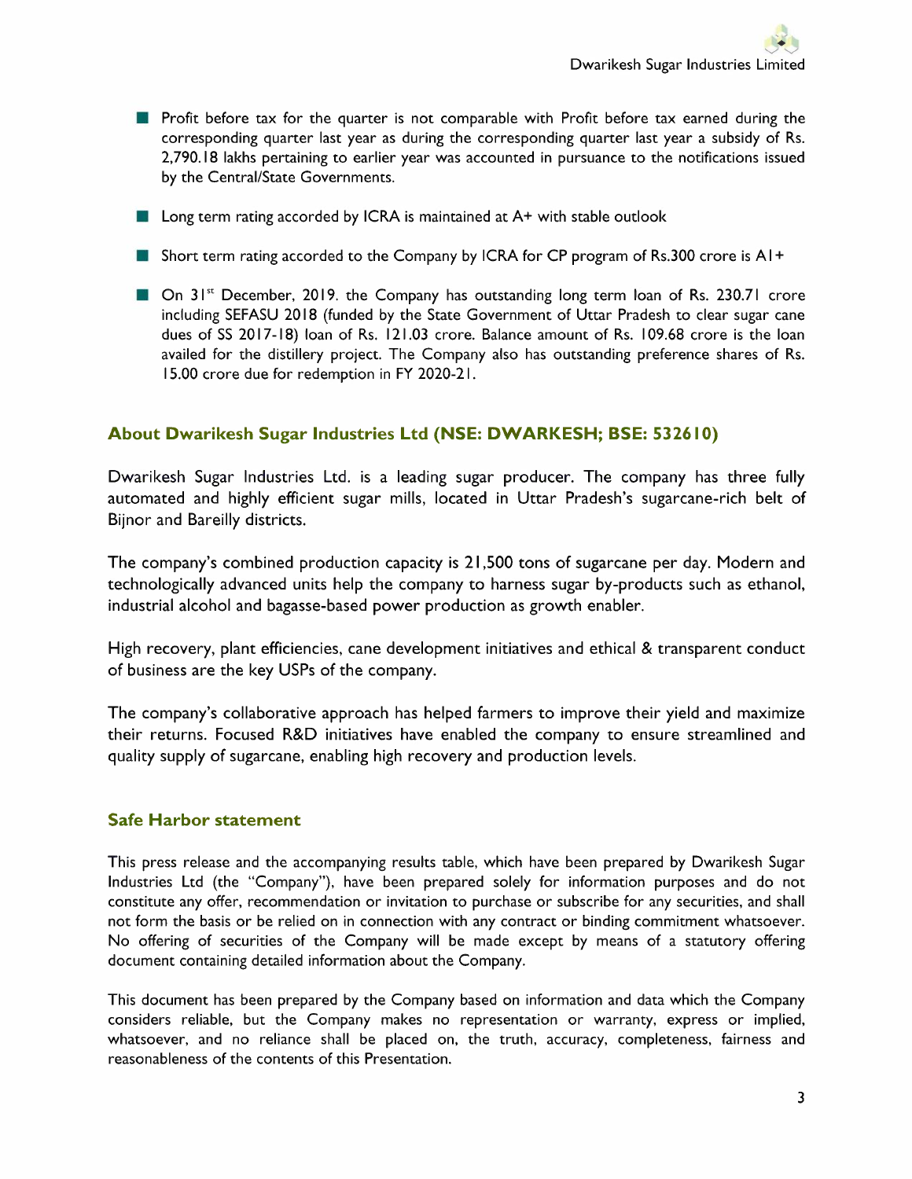- Profit before tax for the quarter is not comparable with Profit before tax earned during the corresponding quarter last year as during the corresponding quarter last year a subsidy of Rs. 2,790.18 lakhs pertaining to earlier year was accounted in pursuance to the notifications issued by the Central/State Governments.
- Long term rating accorded by ICRA is maintained at A+ with stable outlook
- Short term rating accorded to the Company by ICRA for CP program of Rs.300 crore is A1+
- On 31st December, 2019. the Company has outstanding long term loan of Rs. 230.71 crore including SEFASU 2018 (funded by the State Government of Uttar Pradesh to clear sugar cane dues of SS 2017-18) loan of Rs. 121.03 crore. Balance amount of Rs. 109.68 crore is the loan availed for the distillery project. The Company also has outstanding preference shares of Rs. 15.00 crore due for redemption in FY 2020-21.

## About Dwarikesh Sugar Industries Ltd (NSE: DWARKESH; BSE: 532610)

Dwarikesh Sugar Industries Ltd. is a leading sugar producer. The company has three fully automated and highly efficient sugar mills, located in Uttar Pradesh's sugarcane-rich belt of Bijnor and Bareilly districts.

The company's combined production capacity is 21,500 tons of sugarcane per day. Modern and technologically advanced units help the company to harness sugar by-products such as ethanol, industrial alcohol and bagasse-based power production as growth enabler.

High recovery, plant efficiencies, cane development initiatives and ethical & transparent conduct of business are the key USPs of the company.

The company's collaborative approach has helped farmers to improve their yield and maximize their returns. Focused R&D initiatives have enabled the company to ensure streamlined and quality supply of sugarcane, enabling high recovery and production levels.

## Safe Harbor statement

This press release and the accompanying results table, which have been prepared by Dwarikesh Sugar Industries Ltd (the "Company"), have been prepared solely for information purposes and do not constitute any offer, recommendation or invitation to purchase or subscribe for any securities, and shall not form the basis or be relied on in connection with any contract or binding commitment whatsoever. No offering of securities of the Company will be made except by means of a statutory offering document containing detailed information about the Company.

This document has been prepared by the Company based on information and data which the Company considers reliable, but the Company makes no representation or warranty, express or implied, whatsoever, and no reliance shall be placed on, the truth, accuracy, completeness, fairness and reasonableness of the contents of this Presentation.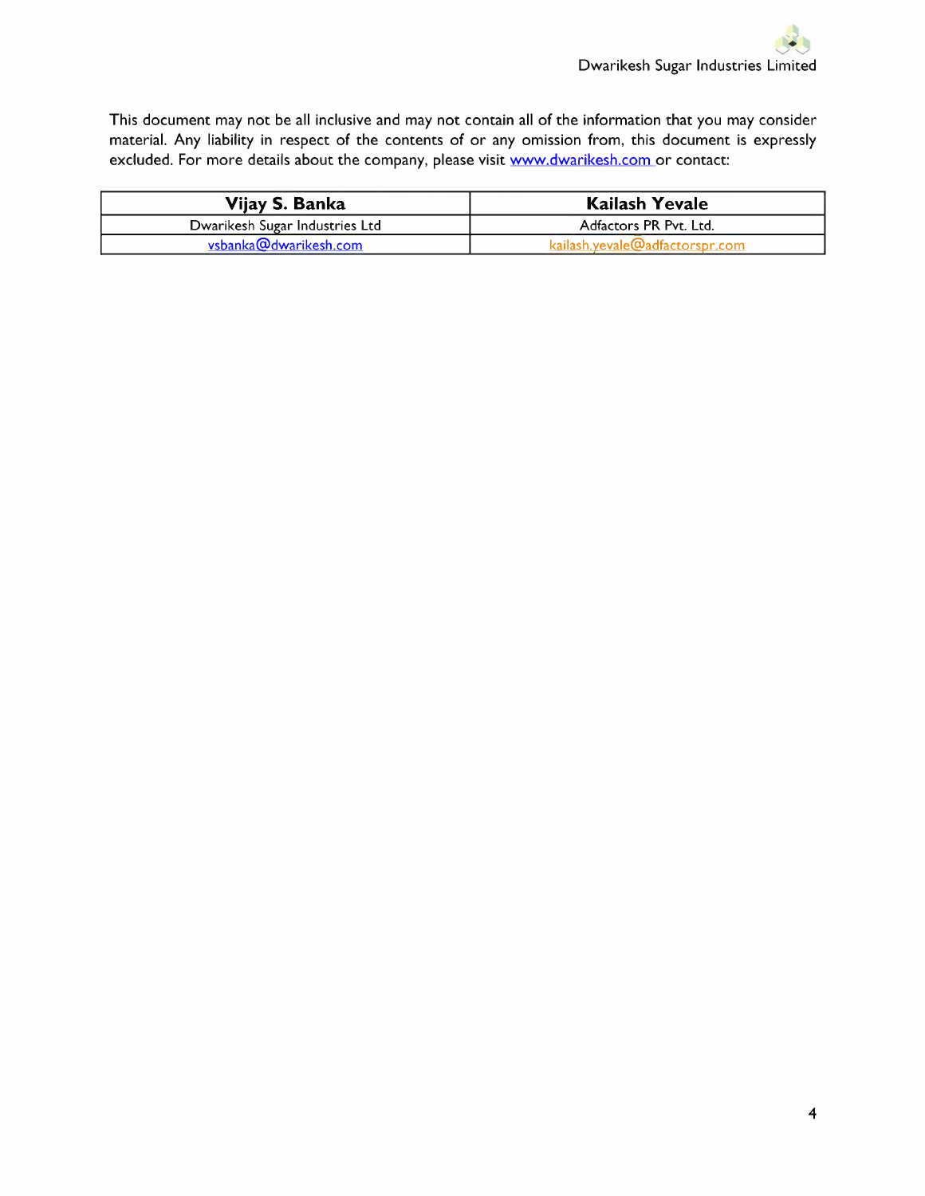This document may not be all inclusive and may not contain all of the information that you may consider material. Any liability in respect of the contents of or any omission from, this document is expressly excluded. For more details about the company, please visit www.dwarikesh.com or contact:

| **Vijay S. Banka** | **Kailash Yevale** |
|---|---|
| Dwarikesh Sugar Industries Ltd | Adfactors PR Pvt. Ltd. |
| vsbanka@dwarikesh.com | kailash.yevale@adfactorspr.com |